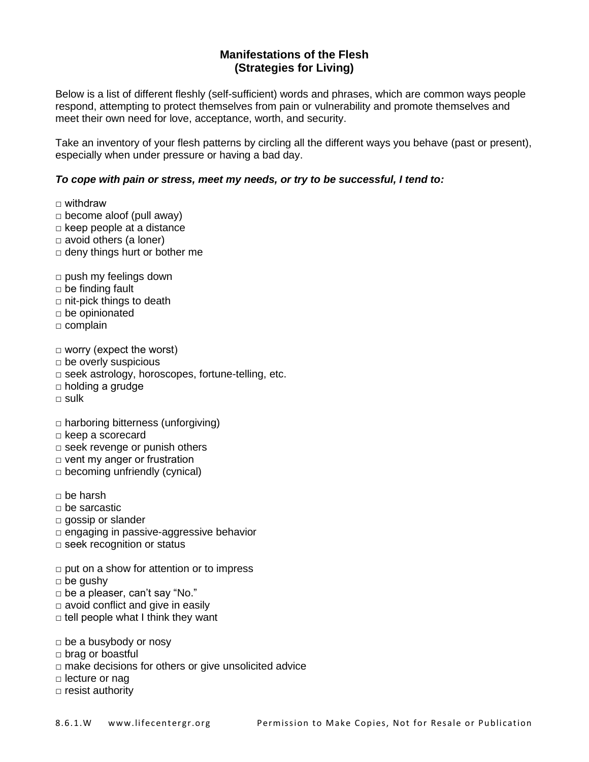# Manifestations of the Flesh
## (Strategies for Living)

Below is a list of different fleshly (self-sufficient) words and phrases, which are common ways people respond, attempting to protect themselves from pain or vulnerability and promote themselves and meet their own need for love, acceptance, worth, and security.

Take an inventory of your flesh patterns by circling all the different ways you behave (past or present), especially when under pressure or having a bad day.

***To cope with pain or stress, meet my needs, or try to be successful, I tend to:***

- □ withdraw
- □ become aloof (pull away)
- □ keep people at a distance
- □ avoid others (a loner)
- □ deny things hurt or bother me

- □ push my feelings down
- □ be finding fault
- □ nit-pick things to death
- □ be opinionated
- □ complain

- □ worry (expect the worst)
- □ be overly suspicious
- □ seek astrology, horoscopes, fortune-telling, etc.
- □ holding a grudge
- □ sulk

- □ harboring bitterness (unforgiving)
- □ keep a scorecard
- □ seek revenge or punish others
- □ vent my anger or frustration
- □ becoming unfriendly (cynical)

- □ be harsh
- □ be sarcastic
- □ gossip or slander
- □ engaging in passive-aggressive behavior
- □ seek recognition or status

- □ put on a show for attention or to impress
- □ be gushy
- □ be a pleaser, can't say "No."
- □ avoid conflict and give in easily
- □ tell people what I think they want

- □ be a busybody or nosy
- □ brag or boastful
- □ make decisions for others or give unsolicited advice
- □ lecture or nag
- □ resist authority

8.6.1.W www.lifecentergr.org Permission to Make Copies, Not for Resale or Publication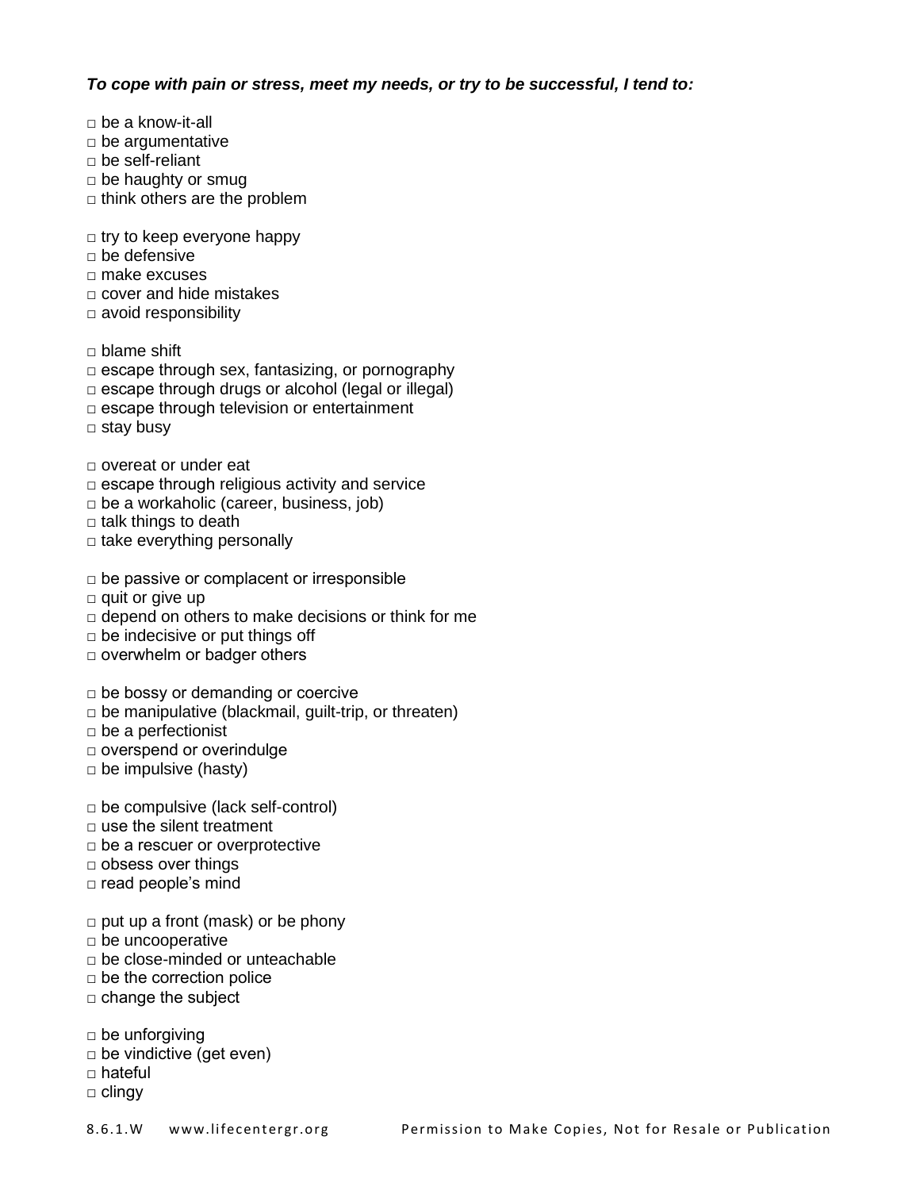***To cope with pain or stress, meet my needs, or try to be successful, I tend to:***

□ be a know-it-all
□ be argumentative
□ be self-reliant
□ be haughty or smug
□ think others are the problem

□ try to keep everyone happy
□ be defensive
□ make excuses
□ cover and hide mistakes
□ avoid responsibility

□ blame shift
□ escape through sex, fantasizing, or pornography
□ escape through drugs or alcohol (legal or illegal)
□ escape through television or entertainment
□ stay busy

□ overeat or under eat
□ escape through religious activity and service
□ be a workaholic (career, business, job)
□ talk things to death
□ take everything personally

□ be passive or complacent or irresponsible
□ quit or give up
□ depend on others to make decisions or think for me
□ be indecisive or put things off
□ overwhelm or badger others

□ be bossy or demanding or coercive
□ be manipulative (blackmail, guilt-trip, or threaten)
□ be a perfectionist
□ overspend or overindulge
□ be impulsive (hasty)

□ be compulsive (lack self-control)
□ use the silent treatment
□ be a rescuer or overprotective
□ obsess over things
□ read people's mind

□ put up a front (mask) or be phony
□ be uncooperative
□ be close-minded or unteachable
□ be the correction police
□ change the subject

□ be unforgiving
□ be vindictive (get even)
□ hateful
□ clingy

8.6.1.W www.lifecentergr.org Permission to Make Copies, Not for Resale or Publication